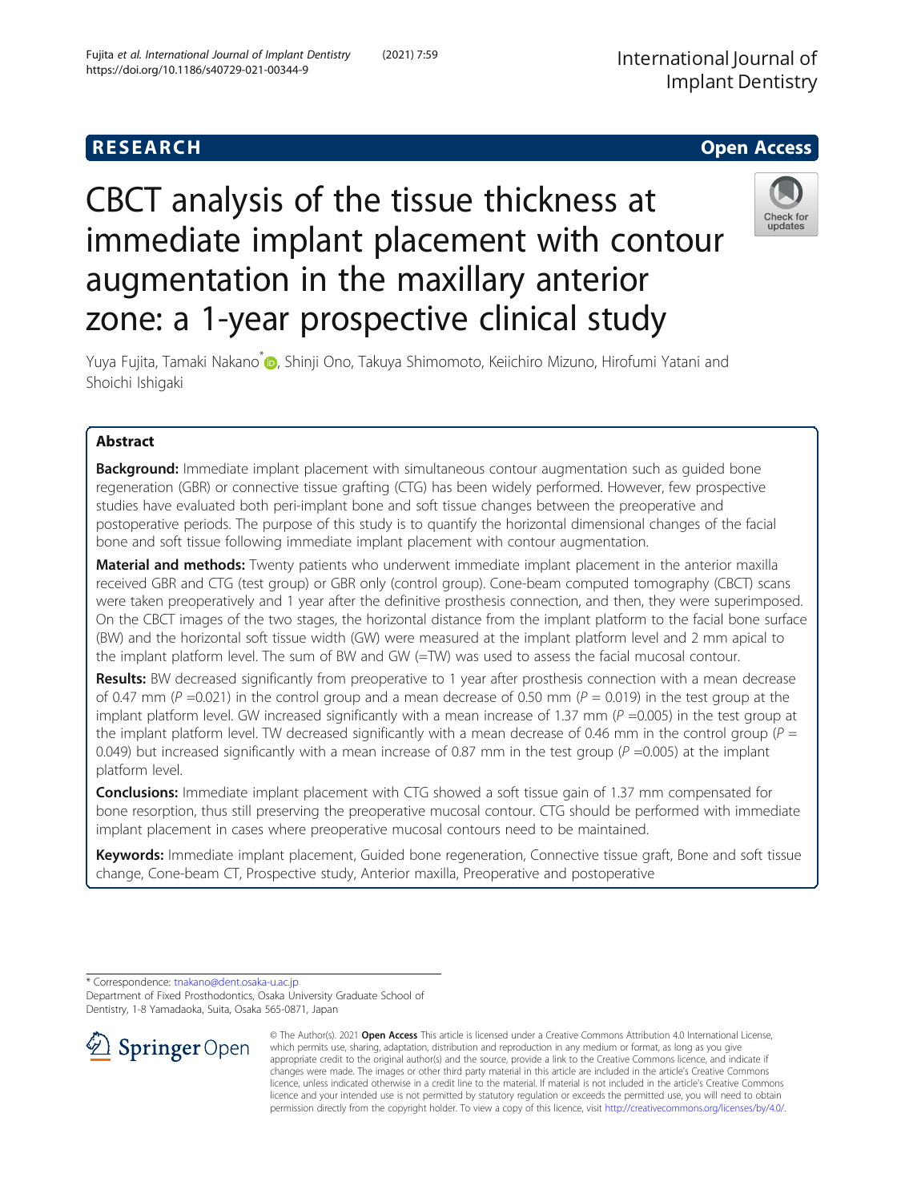RESEARCH

Open Access

# CBCT analysis of the tissue thickness at immediate implant placement with contour augmentation in the maxillary anterior zone: a 1-year prospective clinical study

Yuya Fujita, Tamaki Nakano*, Shinji Ono, Takuya Shimomoto, Keiichiro Mizuno, Hirofumi Yatani and Shoichi Ishigaki

## Abstract

**Background:** Immediate implant placement with simultaneous contour augmentation such as guided bone regeneration (GBR) or connective tissue grafting (CTG) has been widely performed. However, few prospective studies have evaluated both peri-implant bone and soft tissue changes between the preoperative and postoperative periods. The purpose of this study is to quantify the horizontal dimensional changes of the facial bone and soft tissue following immediate implant placement with contour augmentation.

**Material and methods:** Twenty patients who underwent immediate implant placement in the anterior maxilla received GBR and CTG (test group) or GBR only (control group). Cone-beam computed tomography (CBCT) scans were taken preoperatively and 1 year after the definitive prosthesis connection, and then, they were superimposed. On the CBCT images of the two stages, the horizontal distance from the implant platform to the facial bone surface (BW) and the horizontal soft tissue width (GW) were measured at the implant platform level and 2 mm apical to the implant platform level. The sum of BW and GW (=TW) was used to assess the facial mucosal contour.

**Results:** BW decreased significantly from preoperative to 1 year after prosthesis connection with a mean decrease of 0.47 mm ($P$ =0.021) in the control group and a mean decrease of 0.50 mm ($P$ = 0.019) in the test group at the implant platform level. GW increased significantly with a mean increase of 1.37 mm ($P$ =0.005) in the test group at the implant platform level. TW decreased significantly with a mean decrease of 0.46 mm in the control group ($P$ = 0.049) but increased significantly with a mean increase of 0.87 mm in the test group ($P$ =0.005) at the implant platform level.

**Conclusions:** Immediate implant placement with CTG showed a soft tissue gain of 1.37 mm compensated for bone resorption, thus still preserving the preoperative mucosal contour. CTG should be performed with immediate implant placement in cases where preoperative mucosal contours need to be maintained.

**Keywords:** Immediate implant placement, Guided bone regeneration, Connective tissue graft, Bone and soft tissue change, Cone-beam CT, Prospective study, Anterior maxilla, Preoperative and postoperative

* Correspondence: tnakano@dent.osaka-u.ac.jp
Department of Fixed Prosthodontics, Osaka University Graduate School of Dentistry, 1-8 Yamadaoka, Suita, Osaka 565-0871, Japan

© The Author(s). 2021 **Open Access** This article is licensed under a Creative Commons Attribution 4.0 International License, which permits use, sharing, adaptation, distribution and reproduction in any medium or format, as long as you give appropriate credit to the original author(s) and the source, provide a link to the Creative Commons licence, and indicate if changes were made. The images or other third party material in this article are included in the article's Creative Commons licence, unless indicated otherwise in a credit line to the material. If material is not included in the article's Creative Commons licence and your intended use is not permitted by statutory regulation or exceeds the permitted use, you will need to obtain permission directly from the copyright holder. To view a copy of this licence, visit http://creativecommons.org/licenses/by/4.0/.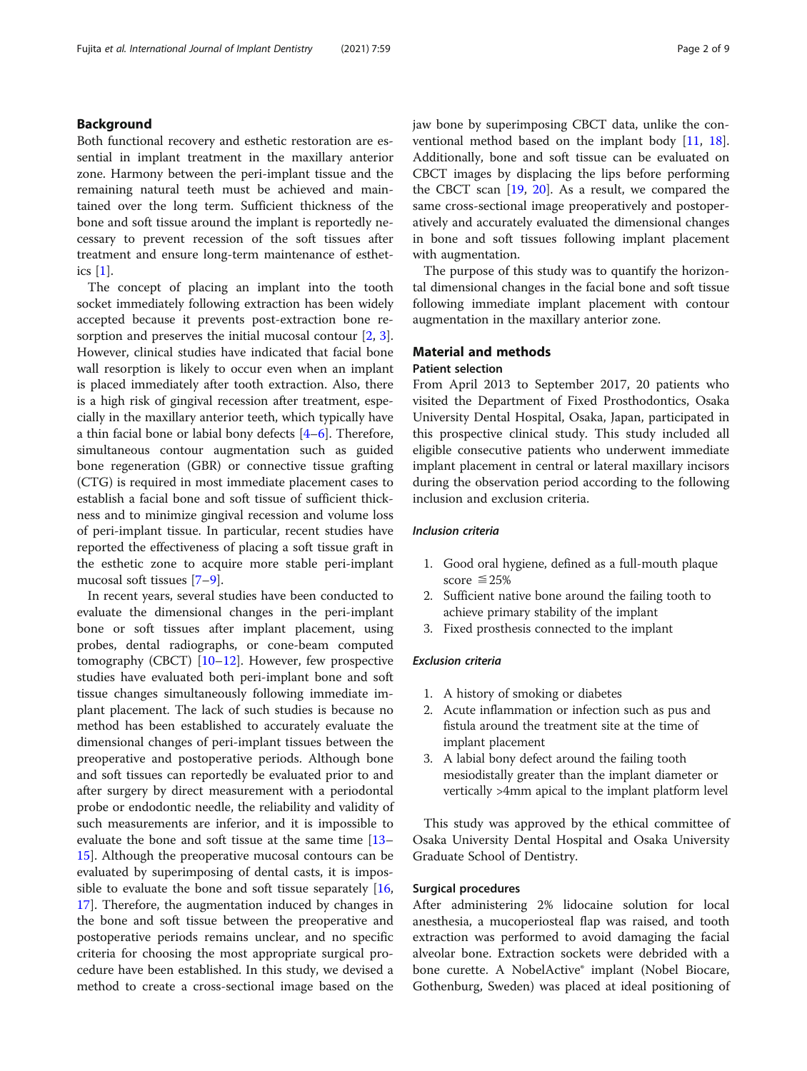## Background

Both functional recovery and esthetic restoration are essential in implant treatment in the maxillary anterior zone. Harmony between the peri-implant tissue and the remaining natural teeth must be achieved and maintained over the long term. Sufficient thickness of the bone and soft tissue around the implant is reportedly necessary to prevent recession of the soft tissues after treatment and ensure long-term maintenance of esthetics [1].

The concept of placing an implant into the tooth socket immediately following extraction has been widely accepted because it prevents post-extraction bone resorption and preserves the initial mucosal contour [2, 3]. However, clinical studies have indicated that facial bone wall resorption is likely to occur even when an implant is placed immediately after tooth extraction. Also, there is a high risk of gingival recession after treatment, especially in the maxillary anterior teeth, which typically have a thin facial bone or labial bony defects [4–6]. Therefore, simultaneous contour augmentation such as guided bone regeneration (GBR) or connective tissue grafting (CTG) is required in most immediate placement cases to establish a facial bone and soft tissue of sufficient thickness and to minimize gingival recession and volume loss of peri-implant tissue. In particular, recent studies have reported the effectiveness of placing a soft tissue graft in the esthetic zone to acquire more stable peri-implant mucosal soft tissues [7–9].

In recent years, several studies have been conducted to evaluate the dimensional changes in the peri-implant bone or soft tissues after implant placement, using probes, dental radiographs, or cone-beam computed tomography (CBCT) [10–12]. However, few prospective studies have evaluated both peri-implant bone and soft tissue changes simultaneously following immediate implant placement. The lack of such studies is because no method has been established to accurately evaluate the dimensional changes of peri-implant tissues between the preoperative and postoperative periods. Although bone and soft tissues can reportedly be evaluated prior to and after surgery by direct measurement with a periodontal probe or endodontic needle, the reliability and validity of such measurements are inferior, and it is impossible to evaluate the bone and soft tissue at the same time [13–15]. Although the preoperative mucosal contours can be evaluated by superimposing of dental casts, it is impossible to evaluate the bone and soft tissue separately [16, 17]. Therefore, the augmentation induced by changes in the bone and soft tissue between the preoperative and postoperative periods remains unclear, and no specific criteria for choosing the most appropriate surgical procedure have been established. In this study, we devised a method to create a cross-sectional image based on the jaw bone by superimposing CBCT data, unlike the conventional method based on the implant body [11, 18]. Additionally, bone and soft tissue can be evaluated on CBCT images by displacing the lips before performing the CBCT scan [19, 20]. As a result, we compared the same cross-sectional image preoperatively and postoperatively and accurately evaluated the dimensional changes in bone and soft tissues following implant placement with augmentation.

The purpose of this study was to quantify the horizontal dimensional changes in the facial bone and soft tissue following immediate implant placement with contour augmentation in the maxillary anterior zone.

## Material and methods

### Patient selection

From April 2013 to September 2017, 20 patients who visited the Department of Fixed Prosthodontics, Osaka University Dental Hospital, Osaka, Japan, participated in this prospective clinical study. This study included all eligible consecutive patients who underwent immediate implant placement in central or lateral maxillary incisors during the observation period according to the following inclusion and exclusion criteria.

#### *Inclusion criteria*

1. Good oral hygiene, defined as a full-mouth plaque score ≦25%
2. Sufficient native bone around the failing tooth to achieve primary stability of the implant
3. Fixed prosthesis connected to the implant

#### *Exclusion criteria*

1. A history of smoking or diabetes
2. Acute inflammation or infection such as pus and fistula around the treatment site at the time of implant placement
3. A labial bony defect around the failing tooth mesiodistally greater than the implant diameter or vertically >4mm apical to the implant platform level

This study was approved by the ethical committee of Osaka University Dental Hospital and Osaka University Graduate School of Dentistry.

### Surgical procedures

After administering 2% lidocaine solution for local anesthesia, a mucoperiosteal flap was raised, and tooth extraction was performed to avoid damaging the facial alveolar bone. Extraction sockets were debrided with a bone curette. A NobelActive® implant (Nobel Biocare, Gothenburg, Sweden) was placed at ideal positioning of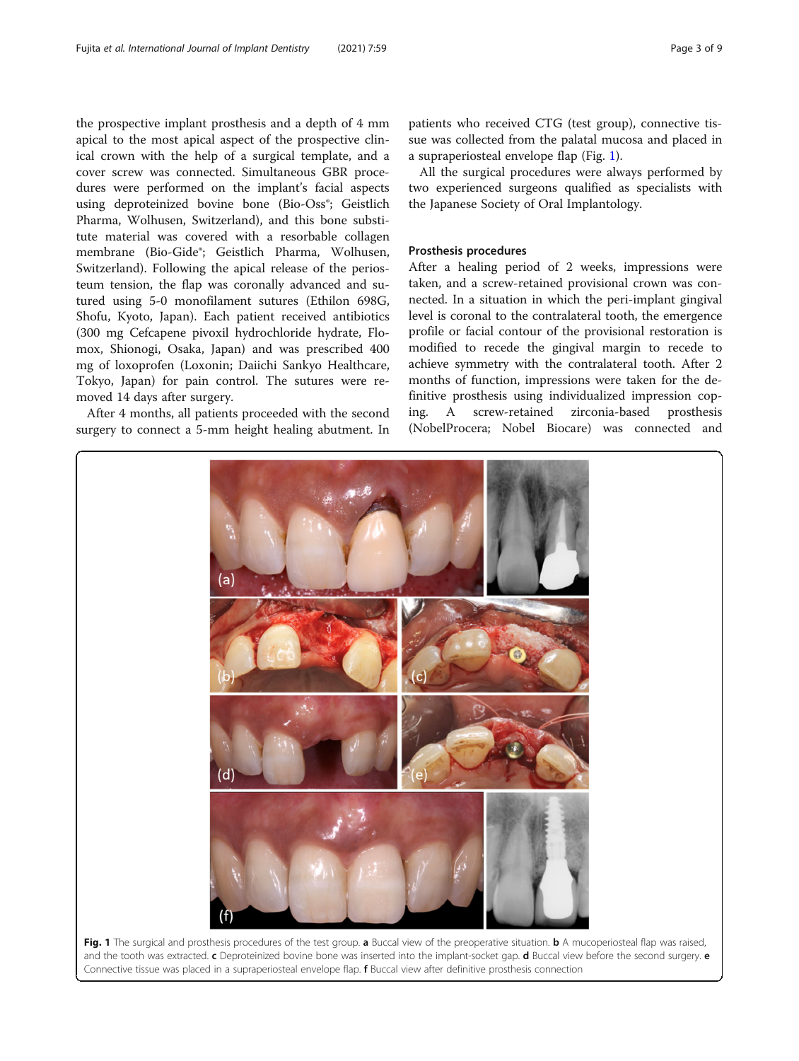the prospective implant prosthesis and a depth of 4 mm apical to the most apical aspect of the prospective clinical crown with the help of a surgical template, and a cover screw was connected. Simultaneous GBR procedures were performed on the implant's facial aspects using deproteinized bovine bone (Bio-Oss®; Geistlich Pharma, Wolhusen, Switzerland), and this bone substitute material was covered with a resorbable collagen membrane (Bio-Gide®; Geistlich Pharma, Wolhusen, Switzerland). Following the apical release of the periosteum tension, the flap was coronally advanced and sutured using 5-0 monofilament sutures (Ethilon 698G, Shofu, Kyoto, Japan). Each patient received antibiotics (300 mg Cefcapene pivoxil hydrochloride hydrate, Flomox, Shionogi, Osaka, Japan) and was prescribed 400 mg of loxoprofen (Loxonin; Daiichi Sankyo Healthcare, Tokyo, Japan) for pain control. The sutures were removed 14 days after surgery.

After 4 months, all patients proceeded with the second surgery to connect a 5-mm height healing abutment. In patients who received CTG (test group), connective tissue was collected from the palatal mucosa and placed in a supraperiosteal envelope flap (Fig. 1).

All the surgical procedures were always performed by two experienced surgeons qualified as specialists with the Japanese Society of Oral Implantology.

## Prosthesis procedures

After a healing period of 2 weeks, impressions were taken, and a screw-retained provisional crown was connected. In a situation in which the peri-implant gingival level is coronal to the contralateral tooth, the emergence profile or facial contour of the provisional restoration is modified to recede the gingival margin to recede to achieve symmetry with the contralateral tooth. After 2 months of function, impressions were taken for the definitive prosthesis using individualized impression coping. A screw-retained zirconia-based prosthesis (NobelProcera; Nobel Biocare) was connected and

**Fig. 1** The surgical and prosthesis procedures of the test group. **a** Buccal view of the preoperative situation. **b** A mucoperiosteal flap was raised, and the tooth was extracted. **c** Deproteinized bovine bone was inserted into the implant-socket gap. **d** Buccal view before the second surgery. **e** Connective tissue was placed in a supraperiosteal envelope flap. **f** Buccal view after definitive prosthesis connection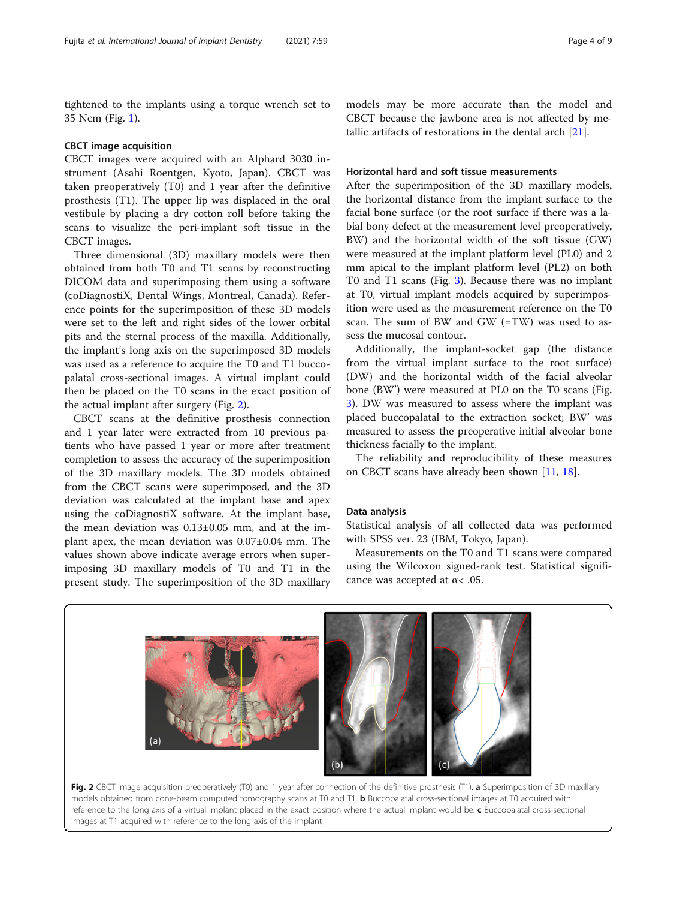tightened to the implants using a torque wrench set to 35 Ncm (Fig. 1).

### CBCT image acquisition

CBCT images were acquired with an Alphard 3030 instrument (Asahi Roentgen, Kyoto, Japan). CBCT was taken preoperatively (T0) and 1 year after the definitive prosthesis (T1). The upper lip was displaced in the oral vestibule by placing a dry cotton roll before taking the scans to visualize the peri-implant soft tissue in the CBCT images.

Three dimensional (3D) maxillary models were then obtained from both T0 and T1 scans by reconstructing DICOM data and superimposing them using a software (coDiagnostiX, Dental Wings, Montreal, Canada). Reference points for the superimposition of these 3D models were set to the left and right sides of the lower orbital pits and the sternal process of the maxilla. Additionally, the implant's long axis on the superimposed 3D models was used as a reference to acquire the T0 and T1 buccopalatal cross-sectional images. A virtual implant could then be placed on the T0 scans in the exact position of the actual implant after surgery (Fig. 2).

CBCT scans at the definitive prosthesis connection and 1 year later were extracted from 10 previous patients who have passed 1 year or more after treatment completion to assess the accuracy of the superimposition of the 3D maxillary models. The 3D models obtained from the CBCT scans were superimposed, and the 3D deviation was calculated at the implant base and apex using the coDiagnostiX software. At the implant base, the mean deviation was 0.13±0.05 mm, and at the implant apex, the mean deviation was 0.07±0.04 mm. The values shown above indicate average errors when superimposing 3D maxillary models of T0 and T1 in the present study. The superimposition of the 3D maxillary models may be more accurate than the model and CBCT because the jawbone area is not affected by metallic artifacts of restorations in the dental arch [21].

### Horizontal hard and soft tissue measurements

After the superimposition of the 3D maxillary models, the horizontal distance from the implant surface to the facial bone surface (or the root surface if there was a labial bony defect at the measurement level preoperatively, BW) and the horizontal width of the soft tissue (GW) were measured at the implant platform level (PL0) and 2 mm apical to the implant platform level (PL2) on both T0 and T1 scans (Fig. 3). Because there was no implant at T0, virtual implant models acquired by superimposition were used as the measurement reference on the T0 scan. The sum of BW and GW (=TW) was used to assess the mucosal contour.

Additionally, the implant-socket gap (the distance from the virtual implant surface to the root surface) (DW) and the horizontal width of the facial alveolar bone (BW') were measured at PL0 on the T0 scans (Fig. 3). DW was measured to assess where the implant was placed buccopalatal to the extraction socket; BW' was measured to assess the preoperative initial alveolar bone thickness facially to the implant.

The reliability and reproducibility of these measures on CBCT scans have already been shown [11, 18].

### Data analysis

Statistical analysis of all collected data was performed with SPSS ver. 23 (IBM, Tokyo, Japan).

Measurements on the T0 and T1 scans were compared using the Wilcoxon signed-rank test. Statistical significance was accepted at $\alpha < .05$.

**Fig. 2** CBCT image acquisition preoperatively (T0) and 1 year after connection of the definitive prosthesis (T1). **a** Superimposition of 3D maxillary models obtained from cone-beam computed tomography scans at T0 and T1. **b** Buccopalatal cross-sectional images at T0 acquired with reference to the long axis of a virtual implant placed in the exact position where the actual implant would be. **c** Buccopalatal cross-sectional images at T1 acquired with reference to the long axis of the implant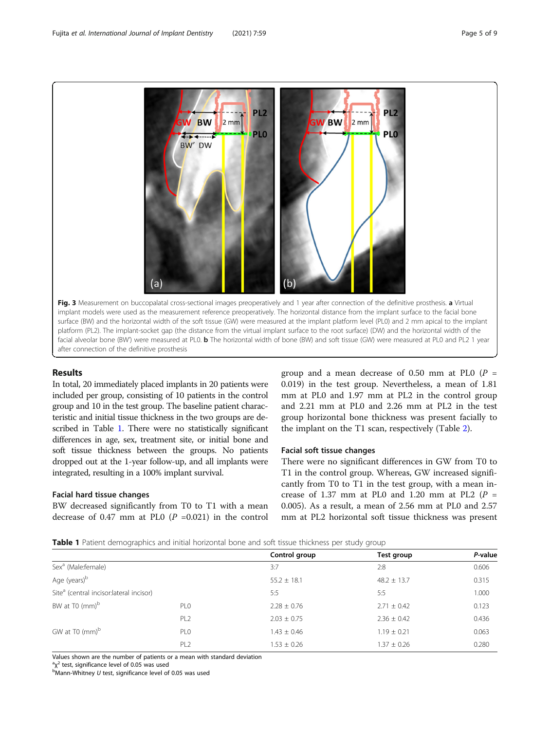**Fig. 3** Measurement on buccopalatal cross-sectional images preoperatively and 1 year after connection of the definitive prosthesis. **a** Virtual implant models were used as the measurement reference preoperatively. The horizontal distance from the implant surface to the facial bone surface (BW) and the horizontal width of the soft tissue (GW) were measured at the implant platform level (PL0) and 2 mm apical to the implant platform (PL2). The implant-socket gap (the distance from the virtual implant surface to the root surface) (DW) and the horizontal width of the facial alveolar bone (BW') were measured at PL0. **b** The horizontal width of bone (BW) and soft tissue (GW) were measured at PL0 and PL2 1 year after connection of the definitive prosthesis

## Results

In total, 20 immediately placed implants in 20 patients were included per group, consisting of 10 patients in the control group and 10 in the test group. The baseline patient characteristic and initial tissue thickness in the two groups are described in Table 1. There were no statistically significant differences in age, sex, treatment site, or initial bone and soft tissue thickness between the groups. No patients dropped out at the 1-year follow-up, and all implants were integrated, resulting in a 100% implant survival.

### Facial hard tissue changes

BW decreased significantly from T0 to T1 with a mean decrease of 0.47 mm at PL0 ($P$ =0.021) in the control group and a mean decrease of 0.50 mm at PL0 ($P$ = 0.019) in the test group. Nevertheless, a mean of 1.81 mm at PL0 and 1.97 mm at PL2 in the control group and 2.21 mm at PL0 and 2.26 mm at PL2 in the test group horizontal bone thickness was present facially to the implant on the T1 scan, respectively (Table 2).

### Facial soft tissue changes

There were no significant differences in GW from T0 to T1 in the control group. Whereas, GW increased significantly from T0 to T1 in the test group, with a mean increase of 1.37 mm at PL0 and 1.20 mm at PL2 ($P$ = 0.005). As a result, a mean of 2.56 mm at PL0 and 2.57 mm at PL2 horizontal soft tissue thickness was present

**Table 1** Patient demographics and initial horizontal bone and soft tissue thickness per study group

| | | Control group | Test group | *P*-value |
|---|---|---|---|---|
| Sex[a] (Male:female) | | 3:7 | 2:8 | 0.606 |
| Age (years)[b] | | 55.2 ± 18.1 | 48.2 ± 13.7 | 0.315 |
| Site[a] (central incisor:lateral incisor) | | 5:5 | 5:5 | 1.000 |
| BW at T0 (mm)[b] | PL0 | 2.28 ± 0.76 | 2.71 ± 0.42 | 0.123 |
| | PL2 | 2.03 ± 0.75 | 2.36 ± 0.42 | 0.436 |
| GW at T0 (mm)[b] | PL0 | 1.43 ± 0.46 | 1.19 ± 0.21 | 0.063 |
| | PL2 | 1.53 ± 0.26 | 1.37 ± 0.26 | 0.280 |

Values shown are the number of patients or a mean with standard deviation
[a]$\chi^2$ test, significance level of 0.05 was used
[b]Mann-Whitney *U* test, significance level of 0.05 was used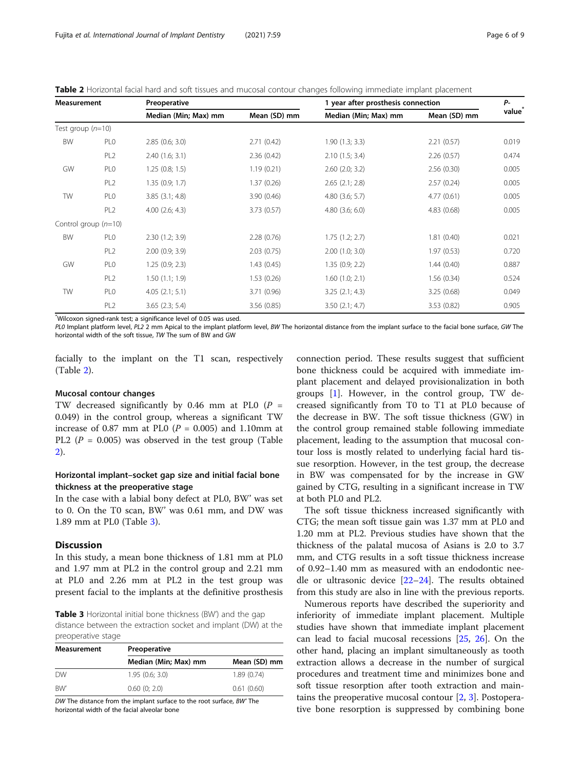**Table 2** Horizontal facial hard and soft tissues and mucosal contour changes following immediate implant placement

| Measurement | | Preoperative | | 1 year after prosthesis connection | | P-value* |
|---|---|---|---|---|---|---|
| | | Median (Min; Max) mm | Mean (SD) mm | Median (Min; Max) mm | Mean (SD) mm | |
| Test group (n=10) | | | | | | |
| BW | PL0 | 2.85 (0.6; 3.0) | 2.71 (0.42) | 1.90 (1.3; 3.3) | 2.21 (0.57) | 0.019 |
| | PL2 | 2.40 (1.6; 3.1) | 2.36 (0.42) | 2.10 (1.5; 3.4) | 2.26 (0.57) | 0.474 |
| GW | PL0 | 1.25 (0.8; 1.5) | 1.19 (0.21) | 2.60 (2.0; 3.2) | 2.56 (0.30) | 0.005 |
| | PL2 | 1.35 (0.9; 1.7) | 1.37 (0.26) | 2.65 (2.1; 2.8) | 2.57 (0.24) | 0.005 |
| TW | PL0 | 3.85 (3.1; 4.8) | 3.90 (0.46) | 4.80 (3.6; 5.7) | 4.77 (0.61) | 0.005 |
| | PL2 | 4.00 (2.6; 4.3) | 3.73 (0.57) | 4.80 (3.6; 6.0) | 4.83 (0.68) | 0.005 |
| Control group (n=10) | | | | | | |
| BW | PL0 | 2.30 (1.2; 3.9) | 2.28 (0.76) | 1.75 (1.2; 2.7) | 1.81 (0.40) | 0.021 |
| | PL2 | 2.00 (0.9; 3.9) | 2.03 (0.75) | 2.00 (1.0; 3.0) | 1.97 (0.53) | 0.720 |
| GW | PL0 | 1.25 (0.9; 2.3) | 1.43 (0.45) | 1.35 (0.9; 2.2) | 1.44 (0.40) | 0.887 |
| | PL2 | 1.50 (1.1; 1.9) | 1.53 (0.26) | 1.60 (1.0; 2.1) | 1.56 (0.34) | 0.524 |
| TW | PL0 | 4.05 (2.1; 5.1) | 3.71 (0.96) | 3.25 (2.1; 4.3) | 3.25 (0.68) | 0.049 |
| | PL2 | 3.65 (2.3; 5.4) | 3.56 (0.85) | 3.50 (2.1; 4.7) | 3.53 (0.82) | 0.905 |

*Wilcoxon signed-rank test; a significance level of 0.05 was used.
*PL0* Implant platform level, *PL2* 2 mm Apical to the implant platform level, *BW* The horizontal distance from the implant surface to the facial bone surface, *GW* The horizontal width of the soft tissue, *TW* The sum of BW and GW

facially to the implant on the T1 scan, respectively (Table 2).

### Mucosal contour changes

TW decreased significantly by 0.46 mm at PL0 ($P$ = 0.049) in the control group, whereas a significant TW increase of 0.87 mm at PL0 ($P$ = 0.005) and 1.10mm at PL2 ($P$ = 0.005) was observed in the test group (Table 2).

### Horizontal implant–socket gap size and initial facial bone thickness at the preoperative stage

In the case with a labial bony defect at PL0, BW' was set to 0. On the T0 scan, BW' was 0.61 mm, and DW was 1.89 mm at PL0 (Table 3).

## Discussion

In this study, a mean bone thickness of 1.81 mm at PL0 and 1.97 mm at PL2 in the control group and 2.21 mm at PL0 and 2.26 mm at PL2 in the test group was present facial to the implants at the definitive prosthesis connection period. These results suggest that sufficient bone thickness could be acquired with immediate implant placement and delayed provisionalization in both groups [1]. However, in the control group, TW decreased significantly from T0 to T1 at PL0 because of the decrease in BW. The soft tissue thickness (GW) in the control group remained stable following immediate placement, leading to the assumption that mucosal contour loss is mostly related to underlying facial hard tissue resorption. However, in the test group, the decrease in BW was compensated for by the increase in GW gained by CTG, resulting in a significant increase in TW at both PL0 and PL2.

**Table 3** Horizontal initial bone thickness (BW') and the gap distance between the extraction socket and implant (DW) at the preoperative stage

| Measurement | Preoperative | |
|---|---|---|
| | Median (Min; Max) mm | Mean (SD) mm |
| DW | 1.95 (0.6; 3.0) | 1.89 (0.74) |
| BW' | 0.60 (0; 2.0) | 0.61 (0.60) |

*DW* The distance from the implant surface to the root surface, *BW'* The horizontal width of the facial alveolar bone

The soft tissue thickness increased significantly with CTG; the mean soft tissue gain was 1.37 mm at PL0 and 1.20 mm at PL2. Previous studies have shown that the thickness of the palatal mucosa of Asians is 2.0 to 3.7 mm, and CTG results in a soft tissue thickness increase of 0.92–1.40 mm as measured with an endodontic needle or ultrasonic device [22–24]. The results obtained from this study are also in line with the previous reports.

Numerous reports have described the superiority and inferiority of immediate implant placement. Multiple studies have shown that immediate implant placement can lead to facial mucosal recessions [25, 26]. On the other hand, placing an implant simultaneously as tooth extraction allows a decrease in the number of surgical procedures and treatment time and minimizes bone and soft tissue resorption after tooth extraction and maintains the preoperative mucosal contour [2, 3]. Postoperative bone resorption is suppressed by combining bone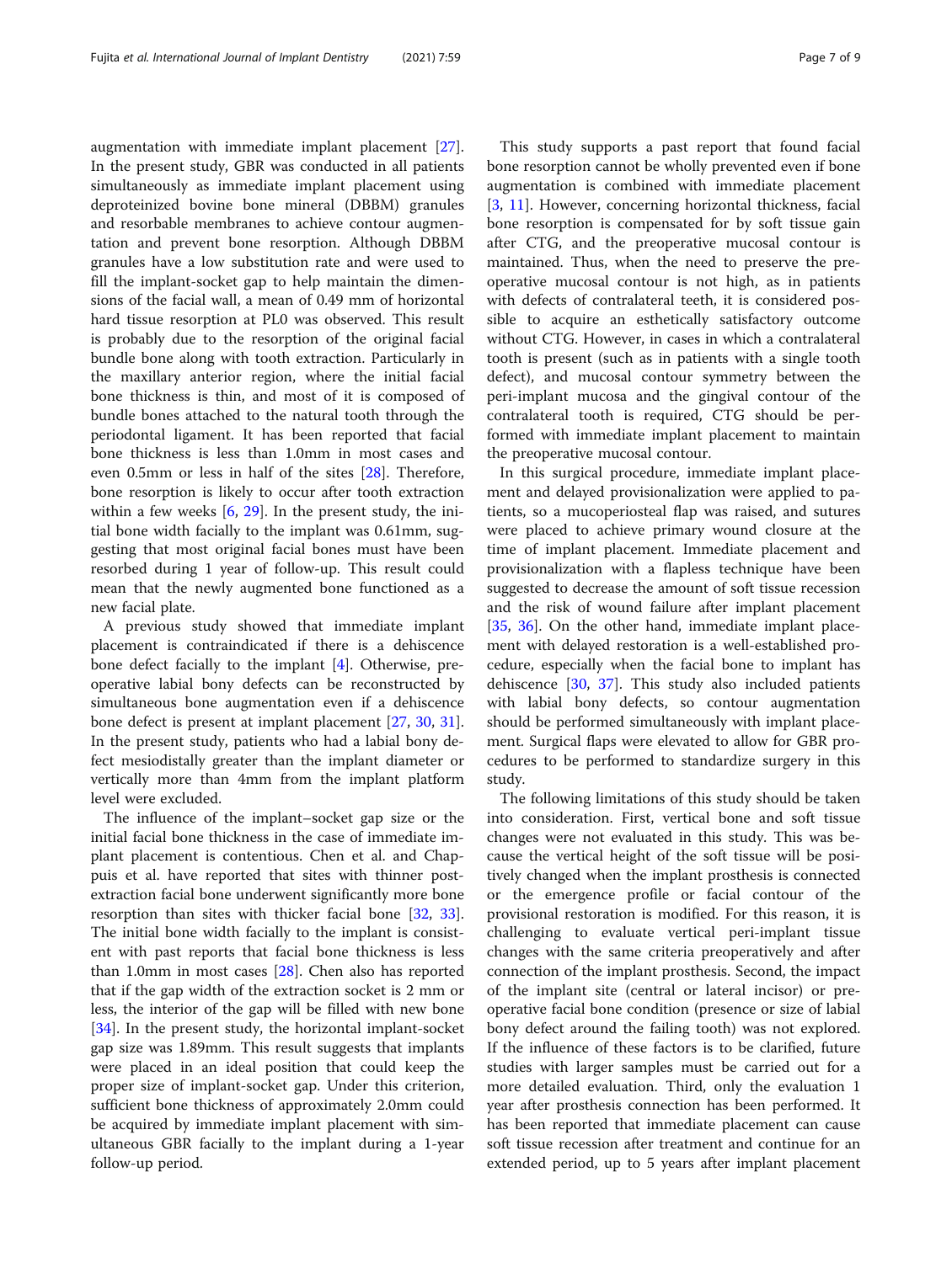augmentation with immediate implant placement [27]. In the present study, GBR was conducted in all patients simultaneously as immediate implant placement using deproteinized bovine bone mineral (DBBM) granules and resorbable membranes to achieve contour augmentation and prevent bone resorption. Although DBBM granules have a low substitution rate and were used to fill the implant-socket gap to help maintain the dimensions of the facial wall, a mean of 0.49 mm of horizontal hard tissue resorption at PL0 was observed. This result is probably due to the resorption of the original facial bundle bone along with tooth extraction. Particularly in the maxillary anterior region, where the initial facial bone thickness is thin, and most of it is composed of bundle bones attached to the natural tooth through the periodontal ligament. It has been reported that facial bone thickness is less than 1.0mm in most cases and even 0.5mm or less in half of the sites [28]. Therefore, bone resorption is likely to occur after tooth extraction within a few weeks [6, 29]. In the present study, the initial bone width facially to the implant was 0.61mm, suggesting that most original facial bones must have been resorbed during 1 year of follow-up. This result could mean that the newly augmented bone functioned as a new facial plate.

A previous study showed that immediate implant placement is contraindicated if there is a dehiscence bone defect facially to the implant [4]. Otherwise, preoperative labial bony defects can be reconstructed by simultaneous bone augmentation even if a dehiscence bone defect is present at implant placement [27, 30, 31]. In the present study, patients who had a labial bony defect mesiodistally greater than the implant diameter or vertically more than 4mm from the implant platform level were excluded.

The influence of the implant–socket gap size or the initial facial bone thickness in the case of immediate implant placement is contentious. Chen et al. and Chappuis et al. have reported that sites with thinner post-extraction facial bone underwent significantly more bone resorption than sites with thicker facial bone [32, 33]. The initial bone width facially to the implant is consistent with past reports that facial bone thickness is less than 1.0mm in most cases [28]. Chen also has reported that if the gap width of the extraction socket is 2 mm or less, the interior of the gap will be filled with new bone [34]. In the present study, the horizontal implant-socket gap size was 1.89mm. This result suggests that implants were placed in an ideal position that could keep the proper size of implant-socket gap. Under this criterion, sufficient bone thickness of approximately 2.0mm could be acquired by immediate implant placement with simultaneous GBR facially to the implant during a 1-year follow-up period.

This study supports a past report that found facial bone resorption cannot be wholly prevented even if bone augmentation is combined with immediate placement [3, 11]. However, concerning horizontal thickness, facial bone resorption is compensated for by soft tissue gain after CTG, and the preoperative mucosal contour is maintained. Thus, when the need to preserve the preoperative mucosal contour is not high, as in patients with defects of contralateral teeth, it is considered possible to acquire an esthetically satisfactory outcome without CTG. However, in cases in which a contralateral tooth is present (such as in patients with a single tooth defect), and mucosal contour symmetry between the peri-implant mucosa and the gingival contour of the contralateral tooth is required, CTG should be performed with immediate implant placement to maintain the preoperative mucosal contour.

In this surgical procedure, immediate implant placement and delayed provisionalization were applied to patients, so a mucoperiosteal flap was raised, and sutures were placed to achieve primary wound closure at the time of implant placement. Immediate placement and provisionalization with a flapless technique have been suggested to decrease the amount of soft tissue recession and the risk of wound failure after implant placement [35, 36]. On the other hand, immediate implant placement with delayed restoration is a well-established procedure, especially when the facial bone to implant has dehiscence [30, 37]. This study also included patients with labial bony defects, so contour augmentation should be performed simultaneously with implant placement. Surgical flaps were elevated to allow for GBR procedures to be performed to standardize surgery in this study.

The following limitations of this study should be taken into consideration. First, vertical bone and soft tissue changes were not evaluated in this study. This was because the vertical height of the soft tissue will be positively changed when the implant prosthesis is connected or the emergence profile or facial contour of the provisional restoration is modified. For this reason, it is challenging to evaluate vertical peri-implant tissue changes with the same criteria preoperatively and after connection of the implant prosthesis. Second, the impact of the implant site (central or lateral incisor) or preoperative facial bone condition (presence or size of labial bony defect around the failing tooth) was not explored. If the influence of these factors is to be clarified, future studies with larger samples must be carried out for a more detailed evaluation. Third, only the evaluation 1 year after prosthesis connection has been performed. It has been reported that immediate placement can cause soft tissue recession after treatment and continue for an extended period, up to 5 years after implant placement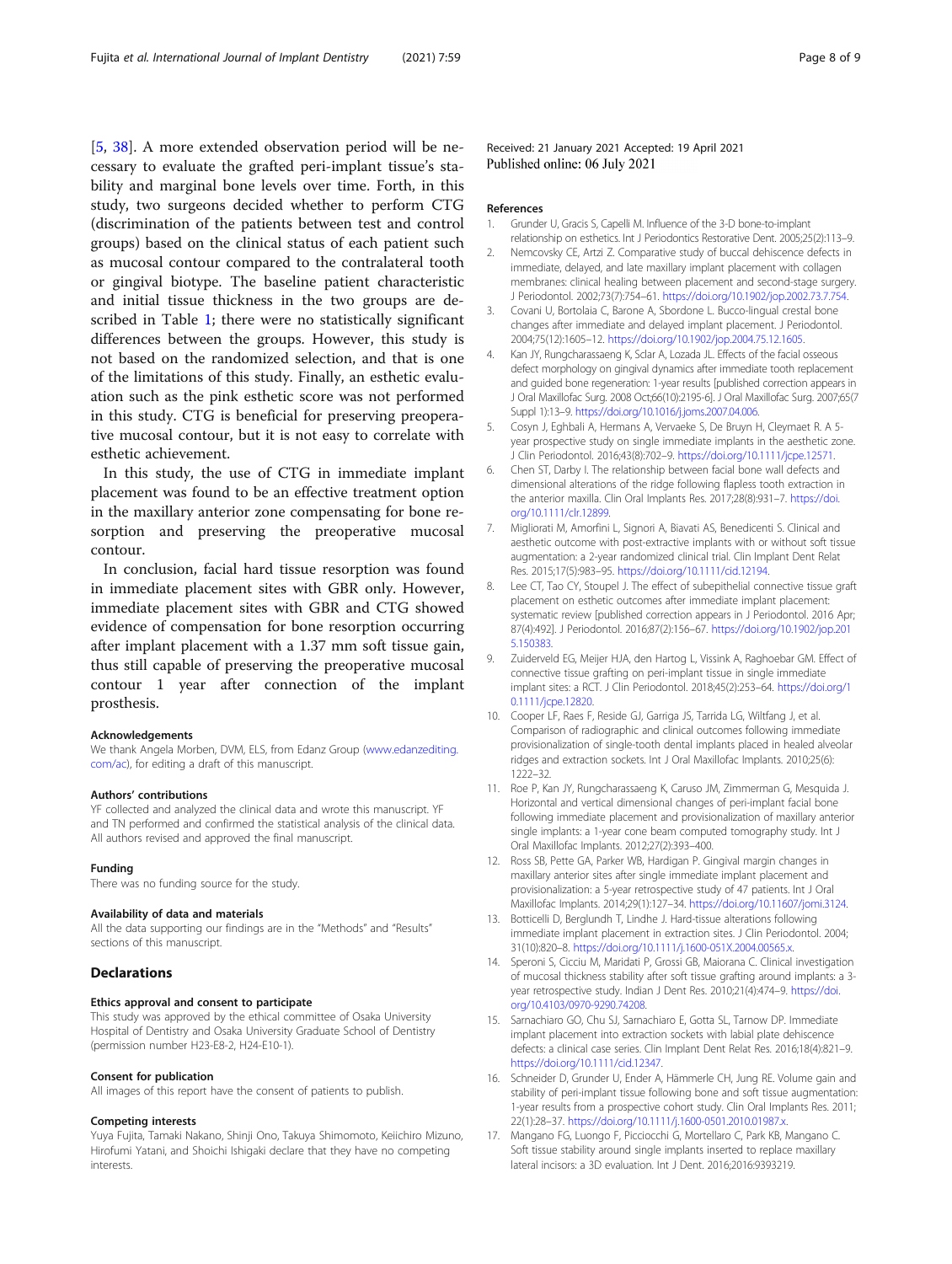[5, 38]. A more extended observation period will be necessary to evaluate the grafted peri-implant tissue's stability and marginal bone levels over time. Forth, in this study, two surgeons decided whether to perform CTG (discrimination of the patients between test and control groups) based on the clinical status of each patient such as mucosal contour compared to the contralateral tooth or gingival biotype. The baseline patient characteristic and initial tissue thickness in the two groups are described in Table 1; there were no statistically significant differences between the groups. However, this study is not based on the randomized selection, and that is one of the limitations of this study. Finally, an esthetic evaluation such as the pink esthetic score was not performed in this study. CTG is beneficial for preserving preoperative mucosal contour, but it is not easy to correlate with esthetic achievement.

In this study, the use of CTG in immediate implant placement was found to be an effective treatment option in the maxillary anterior zone compensating for bone resorption and preserving the preoperative mucosal contour.

In conclusion, facial hard tissue resorption was found in immediate placement sites with GBR only. However, immediate placement sites with GBR and CTG showed evidence of compensation for bone resorption occurring after implant placement with a 1.37 mm soft tissue gain, thus still capable of preserving the preoperative mucosal contour 1 year after connection of the implant prosthesis.

#### Acknowledgements

We thank Angela Morben, DVM, ELS, from Edanz Group (www.edanzediting.com/ac), for editing a draft of this manuscript.

#### Authors' contributions

YF collected and analyzed the clinical data and wrote this manuscript. YF and TN performed and confirmed the statistical analysis of the clinical data. All authors revised and approved the final manuscript.

#### Funding

There was no funding source for the study.

#### Availability of data and materials

All the data supporting our findings are in the "Methods" and "Results" sections of this manuscript.

### Declarations

#### Ethics approval and consent to participate

This study was approved by the ethical committee of Osaka University Hospital of Dentistry and Osaka University Graduate School of Dentistry (permission number H23-E8-2, H24-E10-1).

#### Consent for publication

All images of this report have the consent of patients to publish.

#### Competing interests

Yuya Fujita, Tamaki Nakano, Shinji Ono, Takuya Shimomoto, Keiichiro Mizuno, Hirofumi Yatani, and Shoichi Ishigaki declare that they have no competing interests.

Received: 21 January 2021 Accepted: 19 April 2021
Published online: 06 July 2021

#### References

1. Grunder U, Gracis S, Capelli M. Influence of the 3-D bone-to-implant relationship on esthetics. Int J Periodontics Restorative Dent. 2005;25(2):113–9.
2. Nemcovsky CE, Artzi Z. Comparative study of buccal dehiscence defects in immediate, delayed, and late maxillary implant placement with collagen membranes: clinical healing between placement and second-stage surgery. J Periodontol. 2002;73(7):754–61. https://doi.org/10.1902/jop.2002.73.7.754.
3. Covani U, Bortolaia C, Barone A, Sbordone L. Bucco-lingual crestal bone changes after immediate and delayed implant placement. J Periodontol. 2004;75(12):1605–12. https://doi.org/10.1902/jop.2004.75.12.1605.
4. Kan JY, Rungcharassaeng K, Sclar A, Lozada JL. Effects of the facial osseous defect morphology on gingival dynamics after immediate tooth replacement and guided bone regeneration: 1-year results [published correction appears in J Oral Maxillofac Surg. 2008 Oct;66(10):2195-6]. J Oral Maxillofac Surg. 2007;65(7 Suppl 1):13–9. https://doi.org/10.1016/j.joms.2007.04.006.
5. Cosyn J, Eghbali A, Hermans A, Vervaeke S, De Bruyn H, Cleymaet R. A 5-year prospective study on single immediate implants in the aesthetic zone. J Clin Periodontol. 2016;43(8):702–9. https://doi.org/10.1111/jcpe.12571.
6. Chen ST, Darby I. The relationship between facial bone wall defects and dimensional alterations of the ridge following flapless tooth extraction in the anterior maxilla. Clin Oral Implants Res. 2017;28(8):931–7. https://doi.org/10.1111/clr.12899.
7. Migliorati M, Amorfini L, Signori A, Biavati AS, Benedicenti S. Clinical and aesthetic outcome with post-extractive implants with or without soft tissue augmentation: a 2-year randomized clinical trial. Clin Implant Dent Relat Res. 2015;17(5):983–95. https://doi.org/10.1111/cid.12194.
8. Lee CT, Tao CY, Stoupel J. The effect of subepithelial connective tissue graft placement on esthetic outcomes after immediate implant placement: systematic review [published correction appears in J Periodontol. 2016 Apr; 87(4):492]. J Periodontol. 2016;87(2):156–67. https://doi.org/10.1902/jop.2015.150383.
9. Zuiderveld EG, Meijer HJA, den Hartog L, Vissink A, Raghoebar GM. Effect of connective tissue grafting on peri-implant tissue in single immediate implant sites: a RCT. J Clin Periodontol. 2018;45(2):253–64. https://doi.org/10.1111/jcpe.12820.
10. Cooper LF, Raes F, Reside GJ, Garriga JS, Tarrida LG, Wiltfang J, et al. Comparison of radiographic and clinical outcomes following immediate provisionalization of single-tooth dental implants placed in healed alveolar ridges and extraction sockets. Int J Oral Maxillofac Implants. 2010;25(6): 1222–32.
11. Roe P, Kan JY, Rungcharassaeng K, Caruso JM, Zimmerman G, Mesquida J. Horizontal and vertical dimensional changes of peri-implant facial bone following immediate placement and provisionalization of maxillary anterior single implants: a 1-year cone beam computed tomography study. Int J Oral Maxillofac Implants. 2012;27(2):393–400.
12. Ross SB, Pette GA, Parker WB, Hardigan P. Gingival margin changes in maxillary anterior sites after single immediate implant placement and provisionalization: a 5-year retrospective study of 47 patients. Int J Oral Maxillofac Implants. 2014;29(1):127–34. https://doi.org/10.11607/jomi.3124.
13. Botticelli D, Berglundh T, Lindhe J. Hard-tissue alterations following immediate implant placement in extraction sites. J Clin Periodontol. 2004; 31(10):820–8. https://doi.org/10.1111/j.1600-051X.2004.00565.x.
14. Speroni S, Cicciu M, Maridati P, Grossi GB, Maiorana C. Clinical investigation of mucosal thickness stability after soft tissue grafting around implants: a 3-year retrospective study. Indian J Dent Res. 2010;21(4):474–9. https://doi.org/10.4103/0970-9290.74208.
15. Sarnachiaro GO, Chu SJ, Sarnachiaro E, Gotta SL, Tarnow DP. Immediate implant placement into extraction sockets with labial plate dehiscence defects: a clinical case series. Clin Implant Dent Relat Res. 2016;18(4):821–9. https://doi.org/10.1111/cid.12347.
16. Schneider D, Grunder U, Ender A, Hämmerle CH, Jung RE. Volume gain and stability of peri-implant tissue following bone and soft tissue augmentation: 1-year results from a prospective cohort study. Clin Oral Implants Res. 2011; 22(1):28–37. https://doi.org/10.1111/j.1600-0501.2010.01987.x.
17. Mangano FG, Luongo F, Picciocchi G, Mortellaro C, Park KB, Mangano C. Soft tissue stability around single implants inserted to replace maxillary lateral incisors: a 3D evaluation. Int J Dent. 2016;2016:9393219.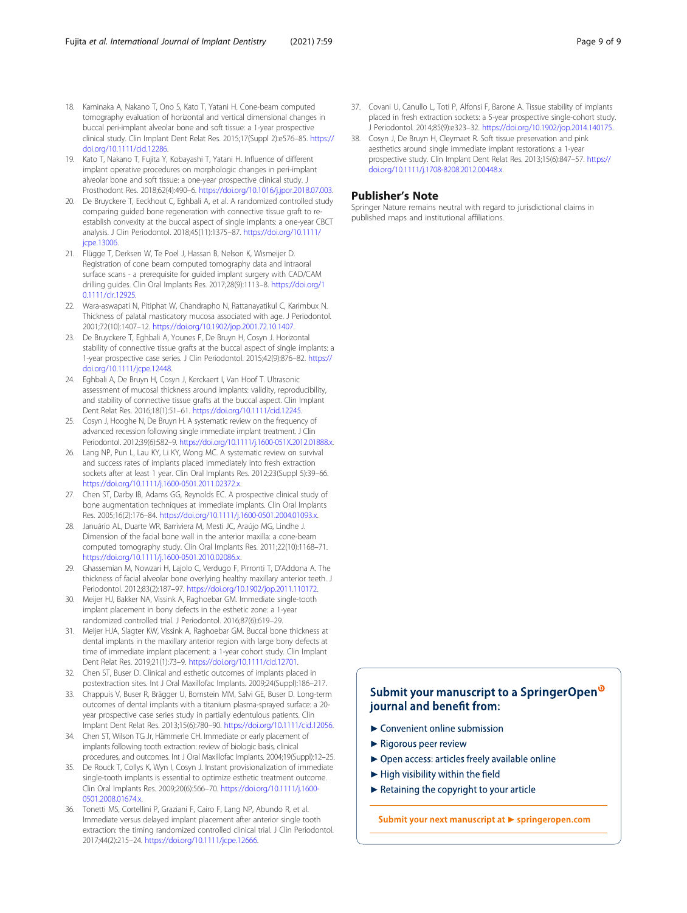18. Kaminaka A, Nakano T, Ono S, Kato T, Yatani H. Cone-beam computed tomography evaluation of horizontal and vertical dimensional changes in buccal peri-implant alveolar bone and soft tissue: a 1-year prospective clinical study. Clin Implant Dent Relat Res. 2015;17(Suppl 2):e576–85. https://doi.org/10.1111/cid.12286.
19. Kato T, Nakano T, Fujita Y, Kobayashi T, Yatani H. Influence of different implant operative procedures on morphologic changes in peri-implant alveolar bone and soft tissue: a one-year prospective clinical study. J Prosthodont Res. 2018;62(4):490–6. https://doi.org/10.1016/j.jpor.2018.07.003.
20. De Bruyckere T, Eeckhout C, Eghbali A, et al. A randomized controlled study comparing guided bone regeneration with connective tissue graft to re-establish convexity at the buccal aspect of single implants: a one-year CBCT analysis. J Clin Periodontol. 2018;45(11):1375–87. https://doi.org/10.1111/jcpe.13006.
21. Flügge T, Derksen W, Te Poel J, Hassan B, Nelson K, Wismeijer D. Registration of cone beam computed tomography data and intraoral surface scans - a prerequisite for guided implant surgery with CAD/CAM drilling guides. Clin Oral Implants Res. 2017;28(9):1113–8. https://doi.org/10.1111/clr.12925.
22. Wara-aswapati N, Pitiphat W, Chandrapho N, Rattanayatikul C, Karimbux N. Thickness of palatal masticatory mucosa associated with age. J Periodontol. 2001;72(10):1407–12. https://doi.org/10.1902/jop.2001.72.10.1407.
23. De Bruyckere T, Eghbali A, Younes F, De Bruyn H, Cosyn J. Horizontal stability of connective tissue grafts at the buccal aspect of single implants: a 1-year prospective case series. J Clin Periodontol. 2015;42(9):876–82. https://doi.org/10.1111/jcpe.12448.
24. Eghbali A, De Bruyn H, Cosyn J, Kerckaert I, Van Hoof T. Ultrasonic assessment of mucosal thickness around implants: validity, reproducibility, and stability of connective tissue grafts at the buccal aspect. Clin Implant Dent Relat Res. 2016;18(1):51–61. https://doi.org/10.1111/cid.12245.
25. Cosyn J, Hooghe N, De Bruyn H. A systematic review on the frequency of advanced recession following single immediate implant treatment. J Clin Periodontol. 2012;39(6):582–9. https://doi.org/10.1111/j.1600-051X.2012.01888.x.
26. Lang NP, Pun L, Lau KY, Li KY, Wong MC. A systematic review on survival and success rates of implants placed immediately into fresh extraction sockets after at least 1 year. Clin Oral Implants Res. 2012;23(Suppl 5):39–66. https://doi.org/10.1111/j.1600-0501.2011.02372.x.
27. Chen ST, Darby IB, Adams GG, Reynolds EC. A prospective clinical study of bone augmentation techniques at immediate implants. Clin Oral Implants Res. 2005;16(2):176–84. https://doi.org/10.1111/j.1600-0501.2004.01093.x.
28. Januário AL, Duarte WR, Barriviera M, Mesti JC, Araújo MG, Lindhe J. Dimension of the facial bone wall in the anterior maxilla: a cone-beam computed tomography study. Clin Oral Implants Res. 2011;22(10):1168–71. https://doi.org/10.1111/j.1600-0501.2010.02086.x.
29. Ghassemian M, Nowzari H, Lajolo C, Verdugo F, Pirronti T, D'Addona A. The thickness of facial alveolar bone overlying healthy maxillary anterior teeth. J Periodontol. 2012;83(2):187–97. https://doi.org/10.1902/jop.2011.110172.
30. Meijer HJ, Bakker NA, Vissink A, Raghoebar GM. Immediate single-tooth implant placement in bony defects in the esthetic zone: a 1-year randomized controlled trial. J Periodontol. 2016;87(6):619–29.
31. Meijer HJA, Slagter KW, Vissink A, Raghoebar GM. Buccal bone thickness at dental implants in the maxillary anterior region with large bony defects at time of immediate implant placement: a 1-year cohort study. Clin Implant Dent Relat Res. 2019;21(1):73–9. https://doi.org/10.1111/cid.12701.
32. Chen ST, Buser D. Clinical and esthetic outcomes of implants placed in postextraction sites. Int J Oral Maxillofac Implants. 2009;24(Suppl):186–217.
33. Chappuis V, Buser R, Brägger U, Bornstein MM, Salvi GE, Buser D. Long-term outcomes of dental implants with a titanium plasma-sprayed surface: a 20-year prospective case series study in partially edentulous patients. Clin Implant Dent Relat Res. 2013;15(6):780–90. https://doi.org/10.1111/cid.12056.
34. Chen ST, Wilson TG Jr, Hämmerle CH. Immediate or early placement of implants following tooth extraction: review of biologic basis, clinical procedures, and outcomes. Int J Oral Maxillofac Implants. 2004;19(Suppl):12–25.
35. De Rouck T, Collys K, Wyn I, Cosyn J. Instant provisionalization of immediate single-tooth implants is essential to optimize esthetic treatment outcome. Clin Oral Implants Res. 2009;20(6):566–70. https://doi.org/10.1111/j.1600-0501.2008.01674.x.
36. Tonetti MS, Cortellini P, Graziani F, Cairo F, Lang NP, Abundo R, et al. Immediate versus delayed implant placement after anterior single tooth extraction: the timing randomized controlled clinical trial. J Clin Periodontol. 2017;44(2):215–24. https://doi.org/10.1111/jcpe.12666.
37. Covani U, Canullo L, Toti P, Alfonsi F, Barone A. Tissue stability of implants placed in fresh extraction sockets: a 5-year prospective single-cohort study. J Periodontol. 2014;85(9):e323–32. https://doi.org/10.1902/jop.2014.140175.
38. Cosyn J, De Bruyn H, Cleymaet R. Soft tissue preservation and pink aesthetics around single immediate implant restorations: a 1-year prospective study. Clin Implant Dent Relat Res. 2013;15(6):847–57. https://doi.org/10.1111/j.1708-8208.2012.00448.x.

## Publisher's Note

Springer Nature remains neutral with regard to jurisdictional claims in published maps and institutional affiliations.

**Submit your manuscript to a SpringerOpen journal and benefit from:**

- ► Convenient online submission
- ► Rigorous peer review
- ► Open access: articles freely available online
- ► High visibility within the field
- ► Retaining the copyright to your article

**Submit your next manuscript at ► springeropen.com**